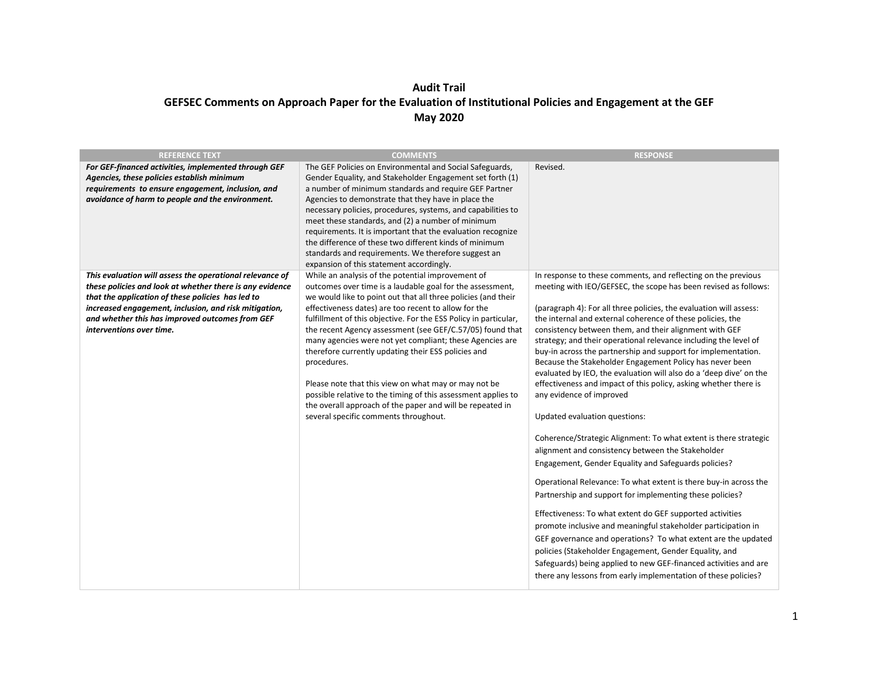**Audit Trail**
**GEFSEC Comments on Approach Paper for the Evaluation of Institutional Policies and Engagement at the GEF**
**May 2020**

| REFERENCE TEXT | COMMENTS | RESPONSE |
|---|---|---|
| ***For GEF-financed activities, implemented through GEF Agencies, these policies establish minimum requirements to ensure engagement, inclusion, and avoidance of harm to people and the environment.*** | The GEF Policies on Environmental and Social Safeguards, Gender Equality, and Stakeholder Engagement set forth (1) a number of minimum standards and require GEF Partner Agencies to demonstrate that they have in place the necessary policies, procedures, systems, and capabilities to meet these standards, and (2) a number of minimum requirements. It is important that the evaluation recognize the difference of these two different kinds of minimum standards and requirements. We therefore suggest an expansion of this statement accordingly. | Revised. |
| ***This evaluation will assess the operational relevance of these policies and look at whether there is any evidence that the application of these policies has led to increased engagement, inclusion, and risk mitigation, and whether this has improved outcomes from GEF interventions over time.*** | While an analysis of the potential improvement of outcomes over time is a laudable goal for the assessment, we would like to point out that all three policies (and their effectiveness dates) are too recent to allow for the fulfillment of this objective. For the ESS Policy in particular, the recent Agency assessment (see GEF/C.57/05) found that many agencies were not yet compliant; these Agencies are therefore currently updating their ESS policies and procedures.<br><br>Please note that this view on what may or may not be possible relative to the timing of this assessment applies to the overall approach of the paper and will be repeated in several specific comments throughout. | In response to these comments, and reflecting on the previous meeting with IEO/GEFSEC, the scope has been revised as follows:<br><br>(paragraph 4): For all three policies, the evaluation will assess: the internal and external coherence of these policies, the consistency between them, and their alignment with GEF strategy; and their operational relevance including the level of buy-in across the partnership and support for implementation. Because the Stakeholder Engagement Policy has never been evaluated by IEO, the evaluation will also do a 'deep dive' on the effectiveness and impact of this policy, asking whether there is any evidence of improved<br><br>Updated evaluation questions:<br><br>Coherence/Strategic Alignment: To what extent is there strategic alignment and consistency between the Stakeholder Engagement, Gender Equality and Safeguards policies?<br><br>Operational Relevance: To what extent is there buy-in across the Partnership and support for implementing these policies?<br><br>Effectiveness: To what extent do GEF supported activities promote inclusive and meaningful stakeholder participation in GEF governance and operations? To what extent are the updated policies (Stakeholder Engagement, Gender Equality, and Safeguards) being applied to new GEF-financed activities and are there any lessons from early implementation of these policies? |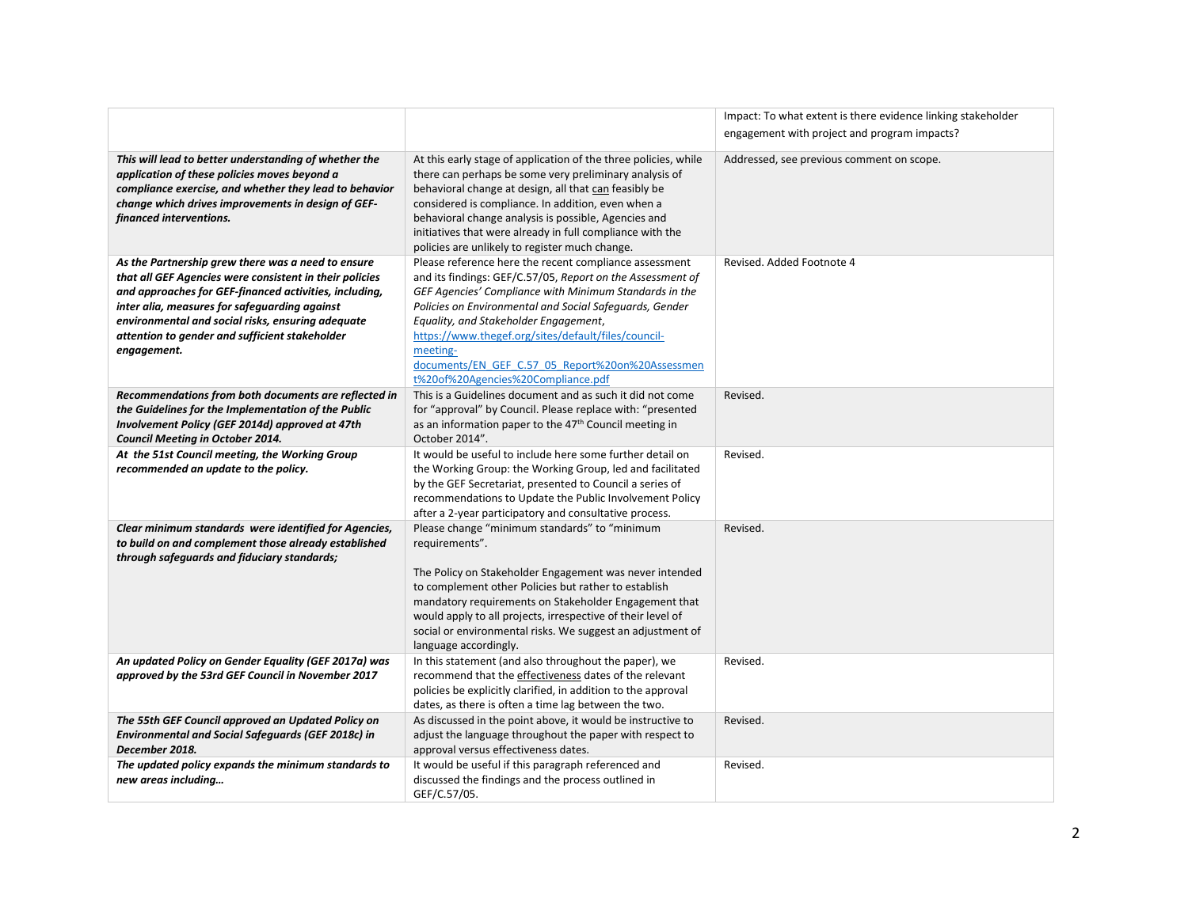| | | |
|---|---|---|
| | | Impact: To what extent is there evidence linking stakeholder engagement with project and program impacts? |
| ***This will lead to better understanding of whether the application of these policies moves beyond a compliance exercise, and whether they lead to behavior change which drives improvements in design of GEF-financed interventions.*** | At this early stage of application of the three policies, while there can perhaps be some very preliminary analysis of behavioral change at design, all that can feasibly be considered is compliance. In addition, even when a behavioral change analysis is possible, Agencies and initiatives that were already in full compliance with the policies are unlikely to register much change. | Addressed, see previous comment on scope. |
| ***As the Partnership grew there was a need to ensure that all GEF Agencies were consistent in their policies and approaches for GEF-financed activities, including, inter alia, measures for safeguarding against environmental and social risks, ensuring adequate attention to gender and sufficient stakeholder engagement.*** | Please reference here the recent compliance assessment and its findings: GEF/C.57/05, *Report on the Assessment of GEF Agencies' Compliance with Minimum Standards in the Policies on Environmental and Social Safeguards, Gender Equality, and Stakeholder Engagement*, https://www.thegef.org/sites/default/files/council-meeting-documents/EN_GEF_C.57_05_Report%20on%20Assessment%20of%20Agencies%20Compliance.pdf | Revised. Added Footnote 4 |
| ***Recommendations from both documents are reflected in the Guidelines for the Implementation of the Public Involvement Policy (GEF 2014d) approved at 47th Council Meeting in October 2014.*** | This is a Guidelines document and as such it did not come for "approval" by Council. Please replace with: "presented as an information paper to the 47th Council meeting in October 2014". | Revised. |
| ***At the 51st Council meeting, the Working Group recommended an update to the policy.*** | It would be useful to include here some further detail on the Working Group: the Working Group, led and facilitated by the GEF Secretariat, presented to Council a series of recommendations to Update the Public Involvement Policy after a 2-year participatory and consultative process. | Revised. |
| ***Clear minimum standards were identified for Agencies, to build on and complement those already established through safeguards and fiduciary standards;*** | Please change "minimum standards" to "minimum requirements".<br><br>The Policy on Stakeholder Engagement was never intended to complement other Policies but rather to establish mandatory requirements on Stakeholder Engagement that would apply to all projects, irrespective of their level of social or environmental risks. We suggest an adjustment of language accordingly. | Revised. |
| ***An updated Policy on Gender Equality (GEF 2017a) was approved by the 53rd GEF Council in November 2017*** | In this statement (and also throughout the paper), we recommend that the effectiveness dates of the relevant policies be explicitly clarified, in addition to the approval dates, as there is often a time lag between the two. | Revised. |
| ***The 55th GEF Council approved an Updated Policy on Environmental and Social Safeguards (GEF 2018c) in December 2018.*** | As discussed in the point above, it would be instructive to adjust the language throughout the paper with respect to approval versus effectiveness dates. | Revised. |
| ***The updated policy expands the minimum standards to new areas including…*** | It would be useful if this paragraph referenced and discussed the findings and the process outlined in GEF/C.57/05. | Revised. |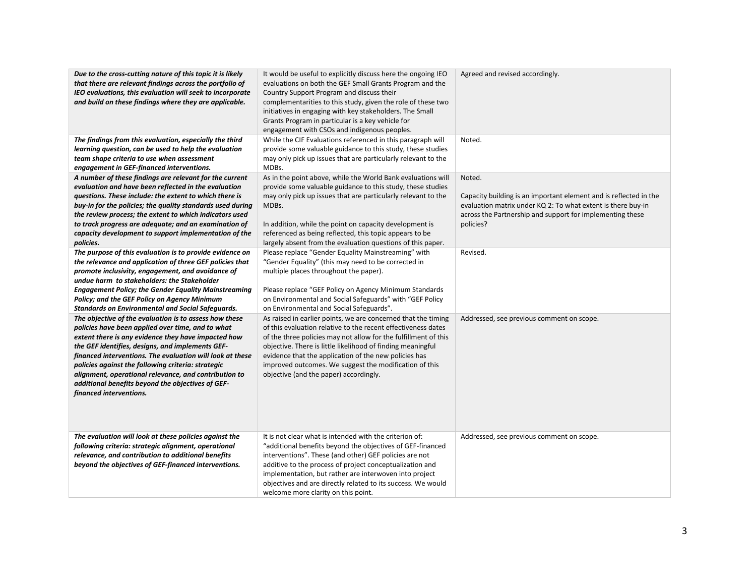| | | |
|---|---|---|
| ***Due to the cross-cutting nature of this topic it is likely that there are relevant findings across the portfolio of IEO evaluations, this evaluation will seek to incorporate and build on these findings where they are applicable.*** | It would be useful to explicitly discuss here the ongoing IEO evaluations on both the GEF Small Grants Program and the Country Support Program and discuss their complementarities to this study, given the role of these two initiatives in engaging with key stakeholders. The Small Grants Program in particular is a key vehicle for engagement with CSOs and indigenous peoples. | Agreed and revised accordingly. |
| ***The findings from this evaluation, especially the third learning question, can be used to help the evaluation team shape criteria to use when assessment engagement in GEF-financed interventions.*** | While the CIF Evaluations referenced in this paragraph will provide some valuable guidance to this study, these studies may only pick up issues that are particularly relevant to the MDBs. | Noted. |
| ***A number of these findings are relevant for the current evaluation and have been reflected in the evaluation questions. These include: the extent to which there is buy-in for the policies; the quality standards used during the review process; the extent to which indicators used to track progress are adequate; and an examination of capacity development to support implementation of the policies.*** | As in the point above, while the World Bank evaluations will provide some valuable guidance to this study, these studies may only pick up issues that are particularly relevant to the MDBs.<br><br>In addition, while the point on capacity development is referenced as being reflected, this topic appears to be largely absent from the evaluation questions of this paper. | Noted.<br><br>Capacity building is an important element and is reflected in the evaluation matrix under KQ 2: To what extent is there buy-in across the Partnership and support for implementing these policies? |
| ***The purpose of this evaluation is to provide evidence on the relevance and application of three GEF policies that promote inclusivity, engagement, and avoidance of undue harm to stakeholders: the Stakeholder Engagement Policy; the Gender Equality Mainstreaming Policy; and the GEF Policy on Agency Minimum Standards on Environmental and Social Safeguards.*** | Please replace "Gender Equality Mainstreaming" with "Gender Equality" (this may need to be corrected in multiple places throughout the paper).<br><br>Please replace "GEF Policy on Agency Minimum Standards on Environmental and Social Safeguards" with "GEF Policy on Environmental and Social Safeguards". | Revised. |
| ***The objective of the evaluation is to assess how these policies have been applied over time, and to what extent there is any evidence they have impacted how the GEF identifies, designs, and implements GEF-financed interventions. The evaluation will look at these policies against the following criteria: strategic alignment, operational relevance, and contribution to additional benefits beyond the objectives of GEF-financed interventions.*** | As raised in earlier points, we are concerned that the timing of this evaluation relative to the recent effectiveness dates of the three policies may not allow for the fulfillment of this objective. There is little likelihood of finding meaningful evidence that the application of the new policies has improved outcomes. We suggest the modification of this objective (and the paper) accordingly. | Addressed, see previous comment on scope. |
| ***The evaluation will look at these policies against the following criteria: strategic alignment, operational relevance, and contribution to additional benefits beyond the objectives of GEF-financed interventions.*** | It is not clear what is intended with the criterion of: "additional benefits beyond the objectives of GEF-financed interventions". These (and other) GEF policies are not additive to the process of project conceptualization and implementation, but rather are interwoven into project objectives and are directly related to its success. We would welcome more clarity on this point. | Addressed, see previous comment on scope. |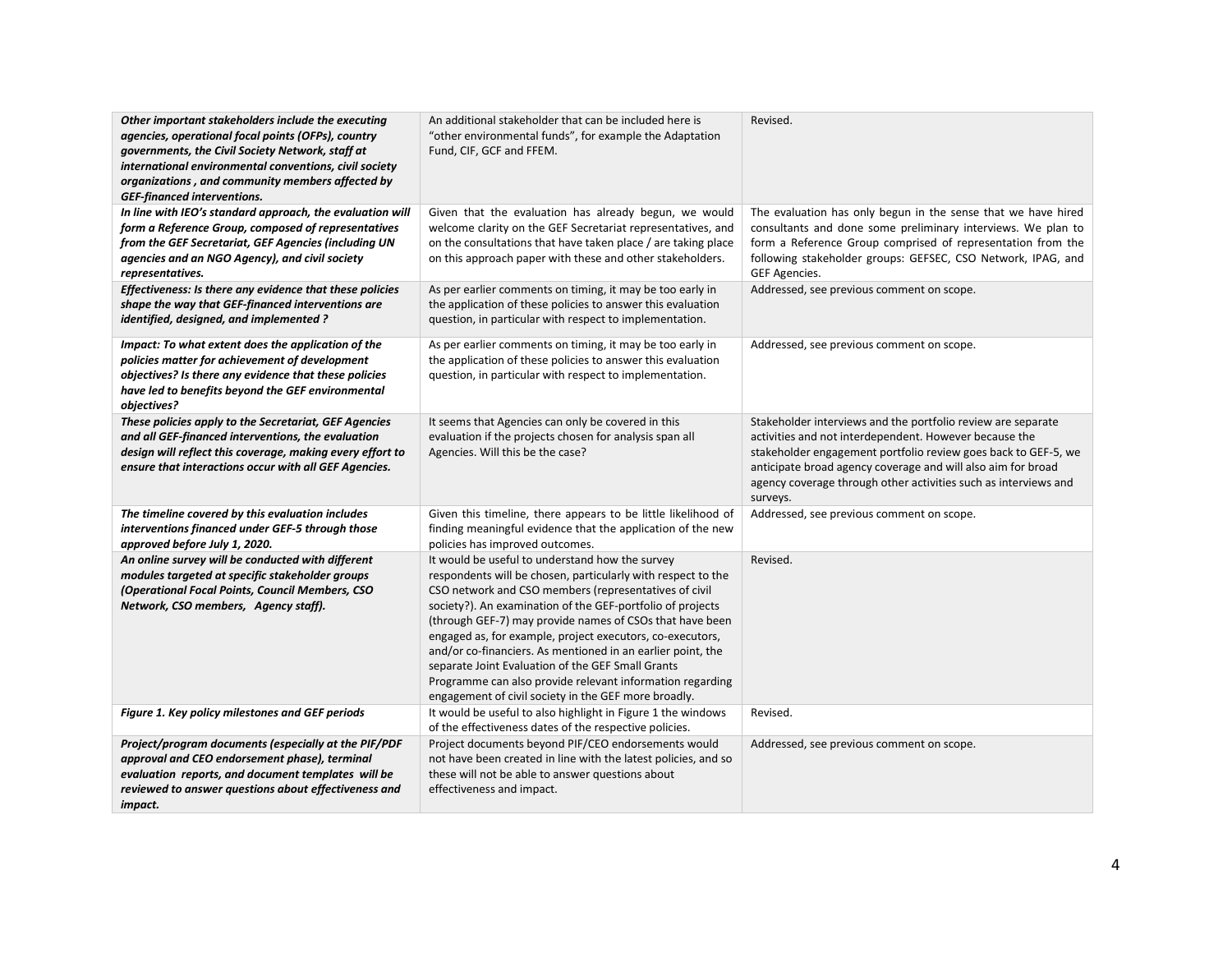| | | |
|---|---|---|
| ***Other important stakeholders include the executing agencies, operational focal points (OFPs), country governments, the Civil Society Network, staff at international environmental conventions, civil society organizations , and community members affected by GEF-financed interventions.*** | An additional stakeholder that can be included here is "other environmental funds", for example the Adaptation Fund, CIF, GCF and FFEM. | Revised. |
| ***In line with IEO's standard approach, the evaluation will form a Reference Group, composed of representatives from the GEF Secretariat, GEF Agencies (including UN agencies and an NGO Agency), and civil society representatives.*** | Given that the evaluation has already begun, we would welcome clarity on the GEF Secretariat representatives, and on the consultations that have taken place / are taking place on this approach paper with these and other stakeholders. | The evaluation has only begun in the sense that we have hired consultants and done some preliminary interviews. We plan to form a Reference Group comprised of representation from the following stakeholder groups: GEFSEC, CSO Network, IPAG, and GEF Agencies. |
| ***Effectiveness: Is there any evidence that these policies shape the way that GEF-financed interventions are identified, designed, and implemented ?*** | As per earlier comments on timing, it may be too early in the application of these policies to answer this evaluation question, in particular with respect to implementation. | Addressed, see previous comment on scope. |
| ***Impact: To what extent does the application of the policies matter for achievement of development objectives? Is there any evidence that these policies have led to benefits beyond the GEF environmental objectives?*** | As per earlier comments on timing, it may be too early in the application of these policies to answer this evaluation question, in particular with respect to implementation. | Addressed, see previous comment on scope. |
| ***These policies apply to the Secretariat, GEF Agencies and all GEF-financed interventions, the evaluation design will reflect this coverage, making every effort to ensure that interactions occur with all GEF Agencies.*** | It seems that Agencies can only be covered in this evaluation if the projects chosen for analysis span all Agencies. Will this be the case? | Stakeholder interviews and the portfolio review are separate activities and not interdependent. However because the stakeholder engagement portfolio review goes back to GEF-5, we anticipate broad agency coverage and will also aim for broad agency coverage through other activities such as interviews and surveys. |
| ***The timeline covered by this evaluation includes interventions financed under GEF-5 through those approved before July 1, 2020.*** | Given this timeline, there appears to be little likelihood of finding meaningful evidence that the application of the new policies has improved outcomes. | Addressed, see previous comment on scope. |
| ***An online survey will be conducted with different modules targeted at specific stakeholder groups (Operational Focal Points, Council Members, CSO Network, CSO members, Agency staff).*** | It would be useful to understand how the survey respondents will be chosen, particularly with respect to the CSO network and CSO members (representatives of civil society?). An examination of the GEF-portfolio of projects (through GEF-7) may provide names of CSOs that have been engaged as, for example, project executors, co-executors, and/or co-financiers. As mentioned in an earlier point, the separate Joint Evaluation of the GEF Small Grants Programme can also provide relevant information regarding engagement of civil society in the GEF more broadly. | Revised. |
| ***Figure 1. Key policy milestones and GEF periods*** | It would be useful to also highlight in Figure 1 the windows of the effectiveness dates of the respective policies. | Revised. |
| ***Project/program documents (especially at the PIF/PDF approval and CEO endorsement phase), terminal evaluation reports, and document templates will be reviewed to answer questions about effectiveness and impact.*** | Project documents beyond PIF/CEO endorsements would not have been created in line with the latest policies, and so these will not be able to answer questions about effectiveness and impact. | Addressed, see previous comment on scope. |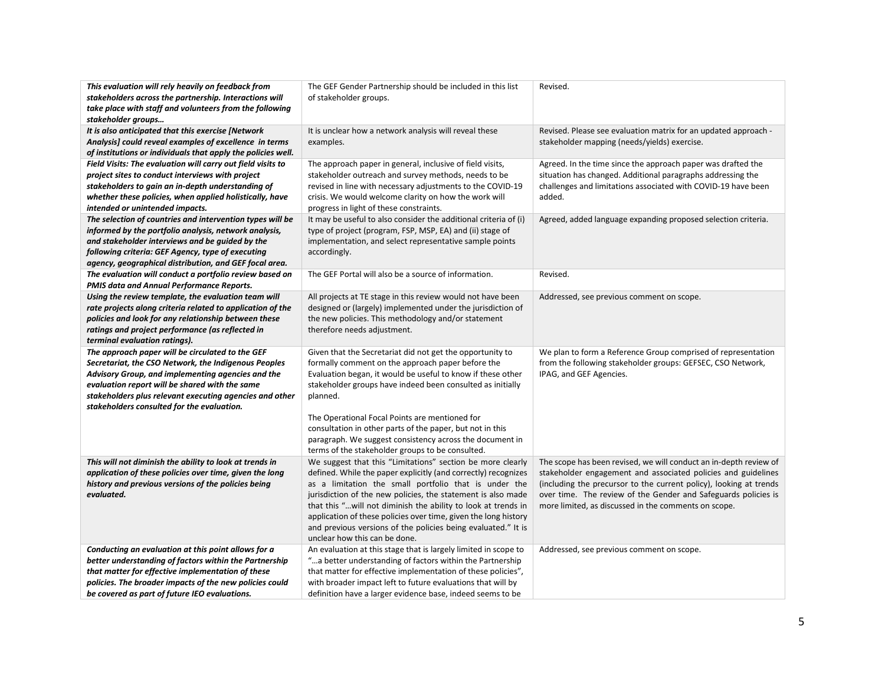| | | |
|---|---|---|
| ***This evaluation will rely heavily on feedback from stakeholders across the partnership. Interactions will take place with staff and volunteers from the following stakeholder groups…*** | The GEF Gender Partnership should be included in this list of stakeholder groups. | Revised. |
| ***It is also anticipated that this exercise [Network Analysis] could reveal examples of excellence in terms of institutions or individuals that apply the policies well.*** | It is unclear how a network analysis will reveal these examples. | Revised. Please see evaluation matrix for an updated approach - stakeholder mapping (needs/yields) exercise. |
| ***Field Visits: The evaluation will carry out field visits to project sites to conduct interviews with project stakeholders to gain an in-depth understanding of whether these policies, when applied holistically, have intended or unintended impacts.*** | The approach paper in general, inclusive of field visits, stakeholder outreach and survey methods, needs to be revised in line with necessary adjustments to the COVID-19 crisis. We would welcome clarity on how the work will progress in light of these constraints. | Agreed. In the time since the approach paper was drafted the situation has changed. Additional paragraphs addressing the challenges and limitations associated with COVID-19 have been added. |
| ***The selection of countries and intervention types will be informed by the portfolio analysis, network analysis, and stakeholder interviews and be guided by the following criteria: GEF Agency, type of executing agency, geographical distribution, and GEF focal area.*** | It may be useful to also consider the additional criteria of (i) type of project (program, FSP, MSP, EA) and (ii) stage of implementation, and select representative sample points accordingly. | Agreed, added language expanding proposed selection criteria. |
| ***The evaluation will conduct a portfolio review based on PMIS data and Annual Performance Reports.*** | The GEF Portal will also be a source of information. | Revised. |
| ***Using the review template, the evaluation team will rate projects along criteria related to application of the policies and look for any relationship between these ratings and project performance (as reflected in terminal evaluation ratings).*** | All projects at TE stage in this review would not have been designed or (largely) implemented under the jurisdiction of the new policies. This methodology and/or statement therefore needs adjustment. | Addressed, see previous comment on scope. |
| ***The approach paper will be circulated to the GEF Secretariat, the CSO Network, the Indigenous Peoples Advisory Group, and implementing agencies and the evaluation report will be shared with the same stakeholders plus relevant executing agencies and other stakeholders consulted for the evaluation.*** | Given that the Secretariat did not get the opportunity to formally comment on the approach paper before the Evaluation began, it would be useful to know if these other stakeholder groups have indeed been consulted as initially planned.<br><br>The Operational Focal Points are mentioned for consultation in other parts of the paper, but not in this paragraph. We suggest consistency across the document in terms of the stakeholder groups to be consulted. | We plan to form a Reference Group comprised of representation from the following stakeholder groups: GEFSEC, CSO Network, IPAG, and GEF Agencies. |
| ***This will not diminish the ability to look at trends in application of these policies over time, given the long history and previous versions of the policies being evaluated.*** | We suggest that this "Limitations" section be more clearly defined. While the paper explicitly (and correctly) recognizes as a limitation the small portfolio that is under the jurisdiction of the new policies, the statement is also made that this "…will not diminish the ability to look at trends in application of these policies over time, given the long history and previous versions of the policies being evaluated." It is unclear how this can be done. | The scope has been revised, we will conduct an in-depth review of stakeholder engagement and associated policies and guidelines (including the precursor to the current policy), looking at trends over time. The review of the Gender and Safeguards policies is more limited, as discussed in the comments on scope. |
| ***Conducting an evaluation at this point allows for a better understanding of factors within the Partnership that matter for effective implementation of these policies. The broader impacts of the new policies could be covered as part of future IEO evaluations.*** | An evaluation at this stage that is largely limited in scope to "…a better understanding of factors within the Partnership that matter for effective implementation of these policies", with broader impact left to future evaluations that will by definition have a larger evidence base, indeed seems to be | Addressed, see previous comment on scope. |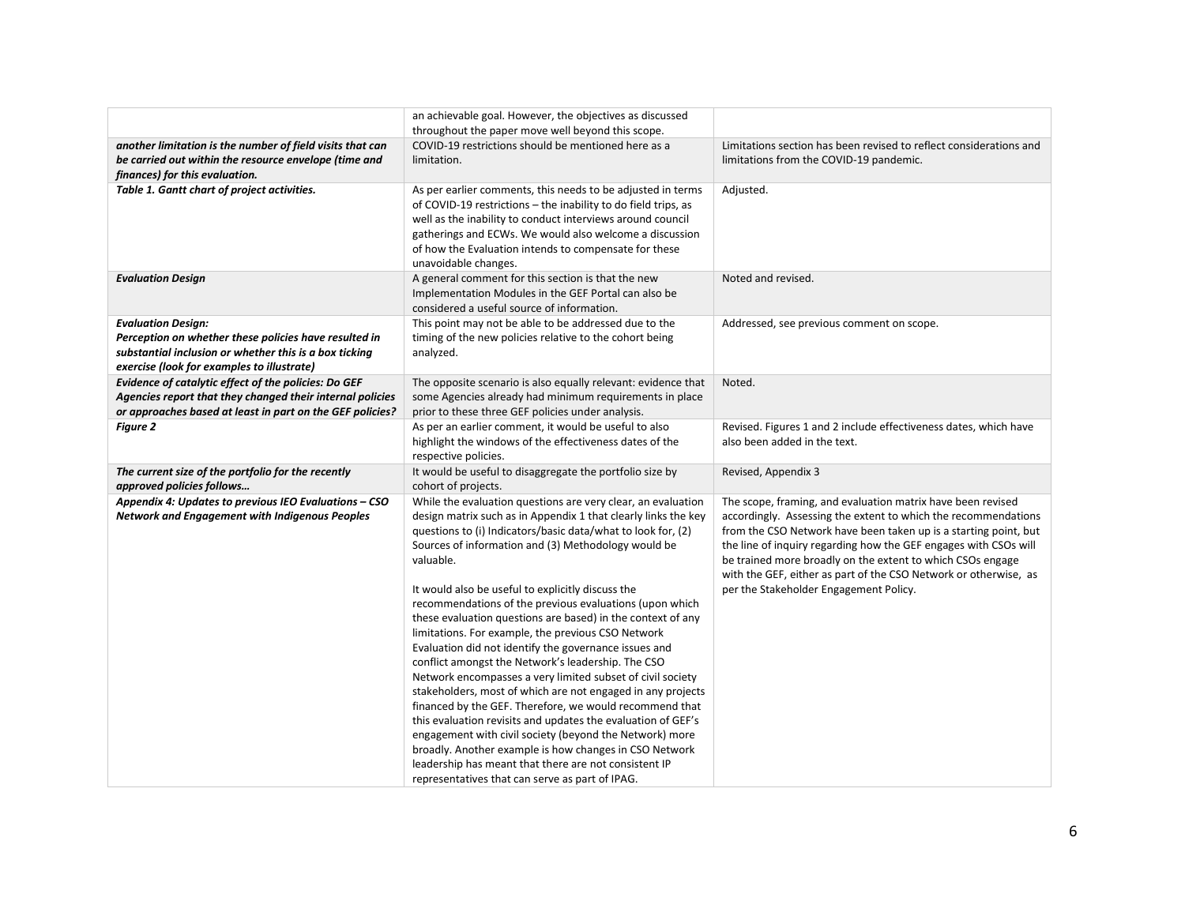| | | |
|---|---|---|
| | an achievable goal. However, the objectives as discussed throughout the paper move well beyond this scope. | |
| ***another limitation is the number of field visits that can be carried out within the resource envelope (time and finances) for this evaluation.*** | COVID-19 restrictions should be mentioned here as a limitation. | Limitations section has been revised to reflect considerations and limitations from the COVID-19 pandemic. |
| ***Table 1. Gantt chart of project activities.*** | As per earlier comments, this needs to be adjusted in terms of COVID-19 restrictions – the inability to do field trips, as well as the inability to conduct interviews around council gatherings and ECWs. We would also welcome a discussion of how the Evaluation intends to compensate for these unavoidable changes. | Adjusted. |
| ***Evaluation Design*** | A general comment for this section is that the new Implementation Modules in the GEF Portal can also be considered a useful source of information. | Noted and revised. |
| ***Evaluation Design: Perception on whether these policies have resulted in substantial inclusion or whether this is a box ticking exercise (look for examples to illustrate)*** | This point may not be able to be addressed due to the timing of the new policies relative to the cohort being analyzed. | Addressed, see previous comment on scope. |
| ***Evidence of catalytic effect of the policies: Do GEF Agencies report that they changed their internal policies or approaches based at least in part on the GEF policies?*** | The opposite scenario is also equally relevant: evidence that some Agencies already had minimum requirements in place prior to these three GEF policies under analysis. | Noted. |
| ***Figure 2*** | As per an earlier comment, it would be useful to also highlight the windows of the effectiveness dates of the respective policies. | Revised. Figures 1 and 2 include effectiveness dates, which have also been added in the text. |
| ***The current size of the portfolio for the recently approved policies follows…*** | It would be useful to disaggregate the portfolio size by cohort of projects. | Revised, Appendix 3 |
| ***Appendix 4: Updates to previous IEO Evaluations – CSO Network and Engagement with Indigenous Peoples*** | While the evaluation questions are very clear, an evaluation design matrix such as in Appendix 1 that clearly links the key questions to (i) Indicators/basic data/what to look for, (2) Sources of information and (3) Methodology would be valuable.<br><br>It would also be useful to explicitly discuss the recommendations of the previous evaluations (upon which these evaluation questions are based) in the context of any limitations. For example, the previous CSO Network Evaluation did not identify the governance issues and conflict amongst the Network's leadership. The CSO Network encompasses a very limited subset of civil society stakeholders, most of which are not engaged in any projects financed by the GEF. Therefore, we would recommend that this evaluation revisits and updates the evaluation of GEF's engagement with civil society (beyond the Network) more broadly. Another example is how changes in CSO Network leadership has meant that there are not consistent IP representatives that can serve as part of IPAG. | The scope, framing, and evaluation matrix have been revised accordingly. Assessing the extent to which the recommendations from the CSO Network have been taken up is a starting point, but the line of inquiry regarding how the GEF engages with CSOs will be trained more broadly on the extent to which CSOs engage with the GEF, either as part of the CSO Network or otherwise, as per the Stakeholder Engagement Policy. |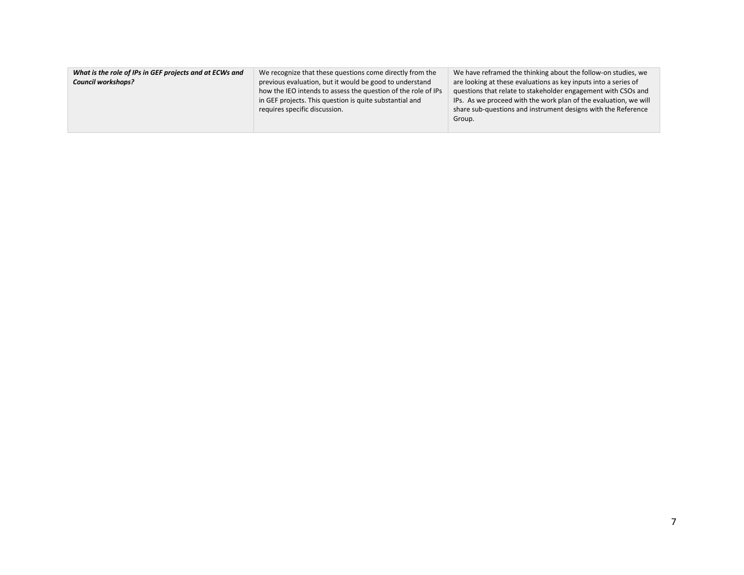| | | |
|---|---|---|
| ***What is the role of IPs in GEF projects and at ECWs and Council workshops?*** | We recognize that these questions come directly from the previous evaluation, but it would be good to understand how the IEO intends to assess the question of the role of IPs in GEF projects. This question is quite substantial and requires specific discussion. | We have reframed the thinking about the follow-on studies, we are looking at these evaluations as key inputs into a series of questions that relate to stakeholder engagement with CSOs and IPs. As we proceed with the work plan of the evaluation, we will share sub-questions and instrument designs with the Reference Group. |